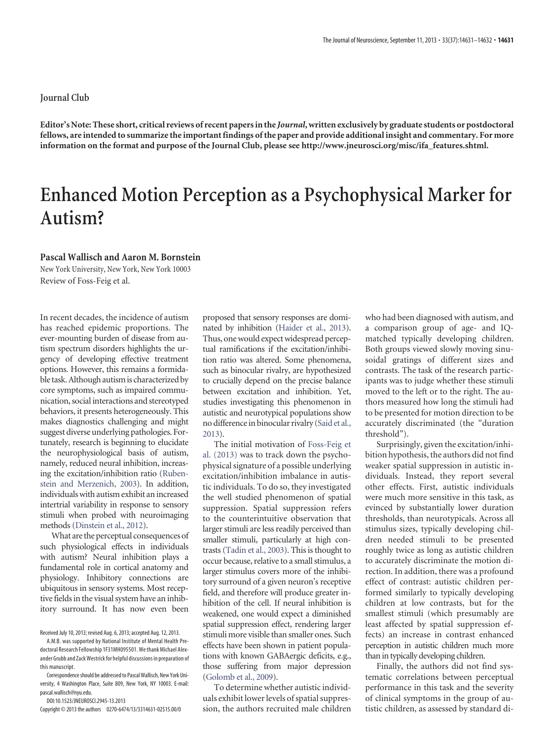Journal Club

**Editor's Note: These short, critical reviews of recent papers in the *Journal*, written exclusively by graduate students or postdoctoral fellows, are intended to summarize the important findings of the paper and provide additional insight and commentary. For more information on the format and purpose of the Journal Club, please see http://www.jneurosci.org/misc/ifa_features.shtml.**

# Enhanced Motion Perception as a Psychophysical Marker for Autism?

**Pascal Wallisch and Aaron M. Bornstein**

New York University, New York, New York 10003

Review of Foss-Feig et al.

In recent decades, the incidence of autism has reached epidemic proportions. The ever-mounting burden of disease from autism spectrum disorders highlights the urgency of developing effective treatment options. However, this remains a formidable task. Although autism is characterized by core symptoms, such as impaired communication, social interactions and stereotyped behaviors, it presents heterogeneously. This makes diagnostics challenging and might suggest diverse underlying pathologies. Fortunately, research is beginning to elucidate the neurophysiological basis of autism, namely, reduced neural inhibition, increasing the excitation/inhibition ratio (Rubenstein and Merzenich, 2003). In addition, individuals with autism exhibit an increased intertrial variability in response to sensory stimuli when probed with neuroimaging methods (Dinstein et al., 2012).

What are the perceptual consequences of such physiological effects in individuals with autism? Neural inhibition plays a fundamental role in cortical anatomy and physiology. Inhibitory connections are ubiquitous in sensory systems. Most receptive fields in the visual system have an inhibitory surround. It has now even been proposed that sensory responses are dominated by inhibition (Haider et al., 2013). Thus, one would expect widespread perceptual ramifications if the excitation/inhibition ratio was altered. Some phenomena, such as binocular rivalry, are hypothesized to crucially depend on the precise balance between excitation and inhibition. Yet, studies investigating this phenomenon in autistic and neurotypical populations show no difference in binocular rivalry (Said et al., 2013).

The initial motivation of Foss-Feig et al. (2013) was to track down the psychophysical signature of a possible underlying excitation/inhibition imbalance in autistic individuals. To do so, they investigated the well studied phenomenon of spatial suppression. Spatial suppression refers to the counterintuitive observation that larger stimuli are less readily perceived than smaller stimuli, particularly at high contrasts (Tadin et al., 2003). This is thought to occur because, relative to a small stimulus, a larger stimulus covers more of the inhibitory surround of a given neuron's receptive field, and therefore will produce greater inhibition of the cell. If neural inhibition is weakened, one would expect a diminished spatial suppression effect, rendering larger stimuli more visible than smaller ones. Such effects have been shown in patient populations with known GABAergic deficits, e.g., those suffering from major depression (Golomb et al., 2009).

To determine whether autistic individuals exhibit lower levels of spatial suppression, the authors recruited male children who had been diagnosed with autism, and a comparison group of age- and IQ-matched typically developing children. Both groups viewed slowly moving sinusoidal gratings of different sizes and contrasts. The task of the research participants was to judge whether these stimuli moved to the left or to the right. The authors measured how long the stimuli had to be presented for motion direction to be accurately discriminated (the "duration threshold").

Surprisingly, given the excitation/inhibition hypothesis, the authors did not find weaker spatial suppression in autistic individuals. Instead, they report several other effects. First, autistic individuals were much more sensitive in this task, as evinced by substantially lower duration thresholds, than neurotypicals. Across all stimulus sizes, typically developing children needed stimuli to be presented roughly twice as long as autistic children to accurately discriminate the motion direction. In addition, there was a profound effect of contrast: autistic children performed similarly to typically developing children at low contrasts, but for the smallest stimuli (which presumably are least affected by spatial suppression effects) an increase in contrast enhanced perception in autistic children much more than in typically developing children.

Finally, the authors did not find systematic correlations between perceptual performance in this task and the severity of clinical symptoms in the group of autistic children, as assessed by standard di-

Received July 10, 2013; revised Aug. 6, 2013; accepted Aug. 12, 2013.

A.M.B. was supported by National Institute of Mental Health Predoctoral Research Fellowship 1F31MH095501. We thank Michael Alexander Grubb and Zack Westrick for helpful discussions in preparation of this manuscript.

Correspondence should be addressed to Pascal Wallisch, New York University, 4 Washington Place, Suite 809, New York, NY 10003. E-mail: pascal.wallisch@nyu.edu.

DOI:10.1523/JNEUROSCI.2945-13.2013

Copyright © 2013 the authors 0270-6474/13/3314631-02$15.00/0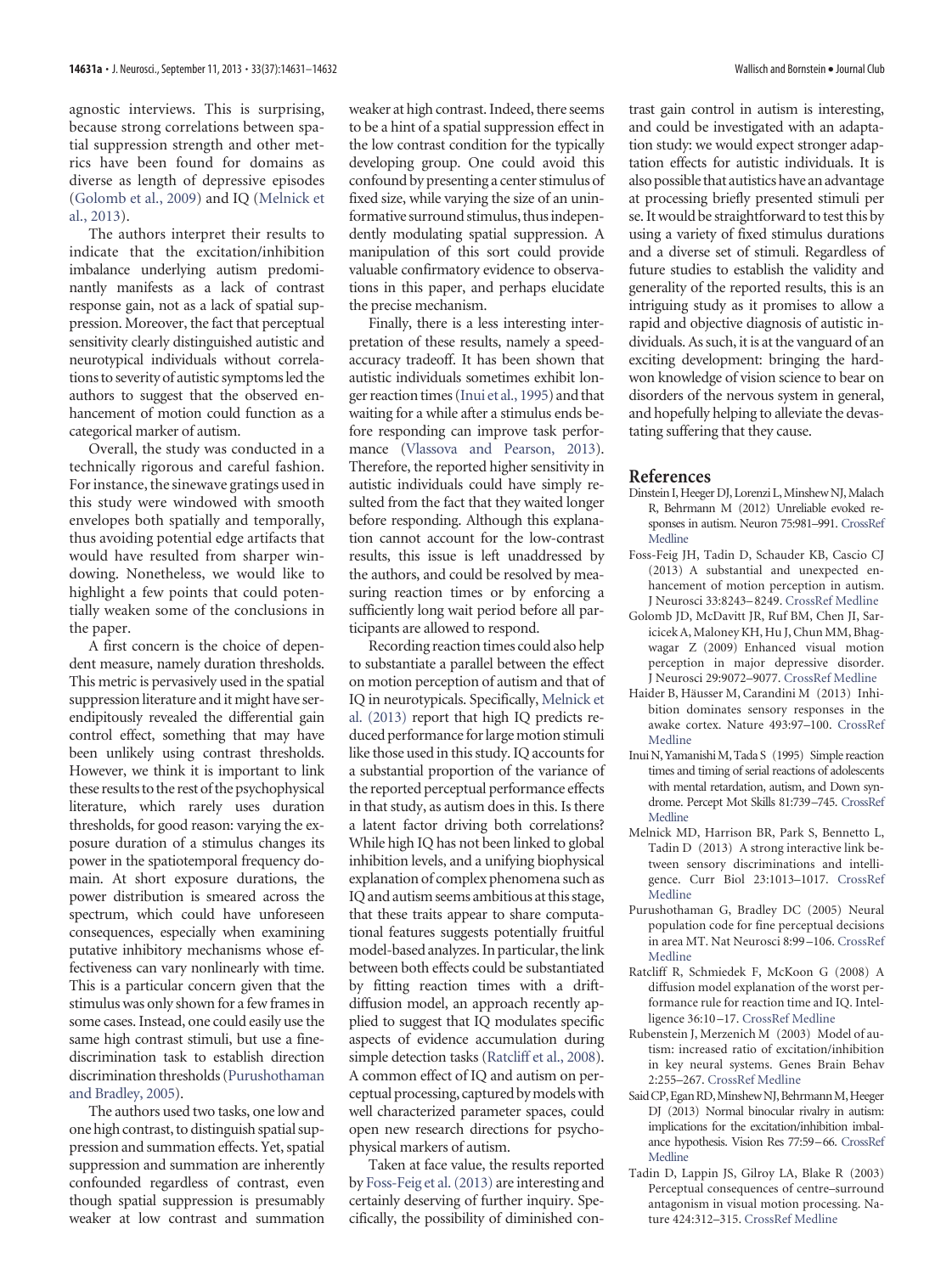agnostic interviews. This is surprising, because strong correlations between spatial suppression strength and other metrics have been found for domains as diverse as length of depressive episodes (Golomb et al., 2009) and IQ (Melnick et al., 2013).

The authors interpret their results to indicate that the excitation/inhibition imbalance underlying autism predominantly manifests as a lack of contrast response gain, not as a lack of spatial suppression. Moreover, the fact that perceptual sensitivity clearly distinguished autistic and neurotypical individuals without correlations to severity of autistic symptoms led the authors to suggest that the observed enhancement of motion could function as a categorical marker of autism.

Overall, the study was conducted in a technically rigorous and careful fashion. For instance, the sinewave gratings used in this study were windowed with smooth envelopes both spatially and temporally, thus avoiding potential edge artifacts that would have resulted from sharper windowing. Nonetheless, we would like to highlight a few points that could potentially weaken some of the conclusions in the paper.

A first concern is the choice of dependent measure, namely duration thresholds. This metric is pervasively used in the spatial suppression literature and it might have serendipitously revealed the differential gain control effect, something that may have been unlikely using contrast thresholds. However, we think it is important to link these results to the rest of the psychophysical literature, which rarely uses duration thresholds, for good reason: varying the exposure duration of a stimulus changes its power in the spatiotemporal frequency domain. At short exposure durations, the power distribution is smeared across the spectrum, which could have unforeseen consequences, especially when examining putative inhibitory mechanisms whose effectiveness can vary nonlinearly with time. This is a particular concern given that the stimulus was only shown for a few frames in some cases. Instead, one could easily use the same high contrast stimuli, but use a fine-discrimination task to establish direction discrimination thresholds (Purushothaman and Bradley, 2005).

The authors used two tasks, one low and one high contrast, to distinguish spatial suppression and summation effects. Yet, spatial suppression and summation are inherently confounded regardless of contrast, even though spatial suppression is presumably weaker at low contrast and summation weaker at high contrast. Indeed, there seems to be a hint of a spatial suppression effect in the low contrast condition for the typically developing group. One could avoid this confound by presenting a center stimulus of fixed size, while varying the size of an uninformative surround stimulus, thus independently modulating spatial suppression. A manipulation of this sort could provide valuable confirmatory evidence to observations in this paper, and perhaps elucidate the precise mechanism.

Finally, there is a less interesting interpretation of these results, namely a speed-accuracy tradeoff. It has been shown that autistic individuals sometimes exhibit longer reaction times (Inui et al., 1995) and that waiting for a while after a stimulus ends before responding can improve task performance (Vlassova and Pearson, 2013). Therefore, the reported higher sensitivity in autistic individuals could have simply resulted from the fact that they waited longer before responding. Although this explanation cannot account for the low-contrast results, this issue is left unaddressed by the authors, and could be resolved by measuring reaction times or by enforcing a sufficiently long wait period before all participants are allowed to respond.

Recording reaction times could also help to substantiate a parallel between the effect on motion perception of autism and that of IQ in neurotypicals. Specifically, Melnick et al. (2013) report that high IQ predicts reduced performance for large motion stimuli like those used in this study. IQ accounts for a substantial proportion of the variance of the reported perceptual performance effects in that study, as autism does in this. Is there a latent factor driving both correlations? While high IQ has not been linked to global inhibition levels, and a unifying biophysical explanation of complex phenomena such as IQ and autism seems ambitious at this stage, that these traits appear to share computational features suggests potentially fruitful model-based analyzes. In particular, the link between both effects could be substantiated by fitting reaction times with a drift-diffusion model, an approach recently applied to suggest that IQ modulates specific aspects of evidence accumulation during simple detection tasks (Ratcliff et al., 2008). A common effect of IQ and autism on perceptual processing, captured by models with well characterized parameter spaces, could open new research directions for psychophysical markers of autism.

Taken at face value, the results reported by Foss-Feig et al. (2013) are interesting and certainly deserving of further inquiry. Specifically, the possibility of diminished contrast gain control in autism is interesting, and could be investigated with an adaptation study: we would expect stronger adaptation effects for autistic individuals. It is also possible that autistics have an advantage at processing briefly presented stimuli per se. It would be straightforward to test this by using a variety of fixed stimulus durations and a diverse set of stimuli. Regardless of future studies to establish the validity and generality of the reported results, this is an intriguing study as it promises to allow a rapid and objective diagnosis of autistic individuals. As such, it is at the vanguard of an exciting development: bringing the hard-won knowledge of vision science to bear on disorders of the nervous system in general, and hopefully helping to alleviate the devastating suffering that they cause.

## References

Dinstein I, Heeger DJ, Lorenzi L, Minshew NJ, Malach R, Behrmann M (2012) Unreliable evoked responses in autism. Neuron 75:981–991. CrossRef Medline

Foss-Feig JH, Tadin D, Schauder KB, Cascio CJ (2013) A substantial and unexpected enhancement of motion perception in autism. J Neurosci 33:8243–8249. CrossRef Medline

Golomb JD, McDavitt JR, Ruf BM, Chen JI, Saricicek A, Maloney KH, Hu J, Chun MM, Bhagwagar Z (2009) Enhanced visual motion perception in major depressive disorder. J Neurosci 29:9072–9077. CrossRef Medline

Haider B, Häusser M, Carandini M (2013) Inhibition dominates sensory responses in the awake cortex. Nature 493:97–100. CrossRef Medline

Inui N, Yamanishi M, Tada S (1995) Simple reaction times and timing of serial reactions of adolescents with mental retardation, autism, and Down syndrome. Percept Mot Skills 81:739–745. CrossRef Medline

Melnick MD, Harrison BR, Park S, Bennetto L, Tadin D (2013) A strong interactive link between sensory discriminations and intelligence. Curr Biol 23:1013–1017. CrossRef Medline

Purushothaman G, Bradley DC (2005) Neural population code for fine perceptual decisions in area MT. Nat Neurosci 8:99–106. CrossRef Medline

Ratcliff R, Schmiedek F, McKoon G (2008) A diffusion model explanation of the worst performance rule for reaction time and IQ. Intelligence 36:10–17. CrossRef Medline

Rubenstein J, Merzenich M (2003) Model of autism: increased ratio of excitation/inhibition in key neural systems. Genes Brain Behav 2:255–267. CrossRef Medline

Said CP, Egan RD, Minshew NJ, Behrmann M, Heeger DJ (2013) Normal binocular rivalry in autism: implications for the excitation/inhibition imbalance hypothesis. Vision Res 77:59–66. CrossRef Medline

Tadin D, Lappin JS, Gilroy LA, Blake R (2003) Perceptual consequences of centre–surround antagonism in visual motion processing. Nature 424:312–315. CrossRef Medline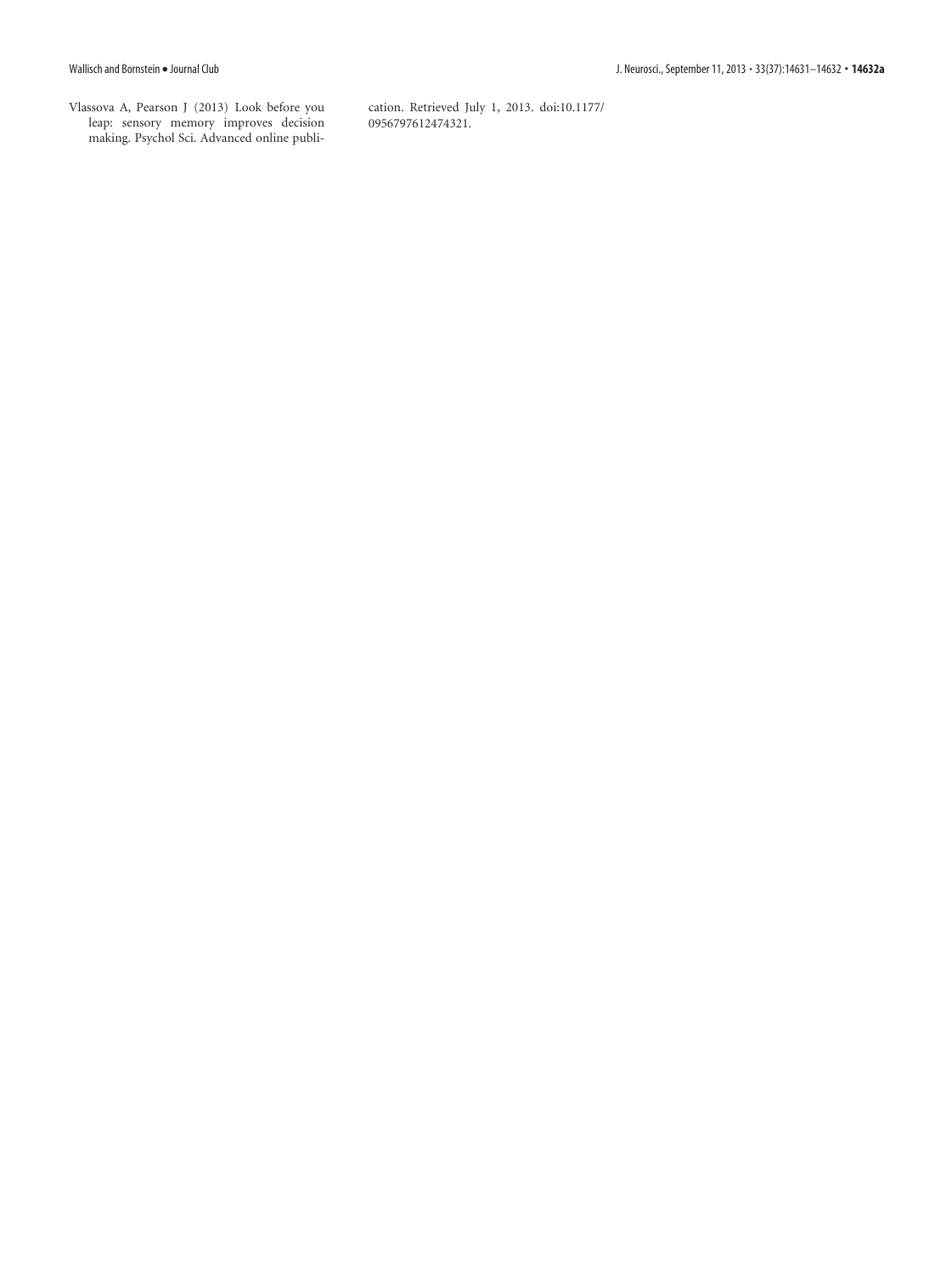Vlassova A, Pearson J (2013) Look before you leap: sensory memory improves decision making. Psychol Sci. Advanced online publication. Retrieved July 1, 2013. doi:10.1177/0956797612474321.